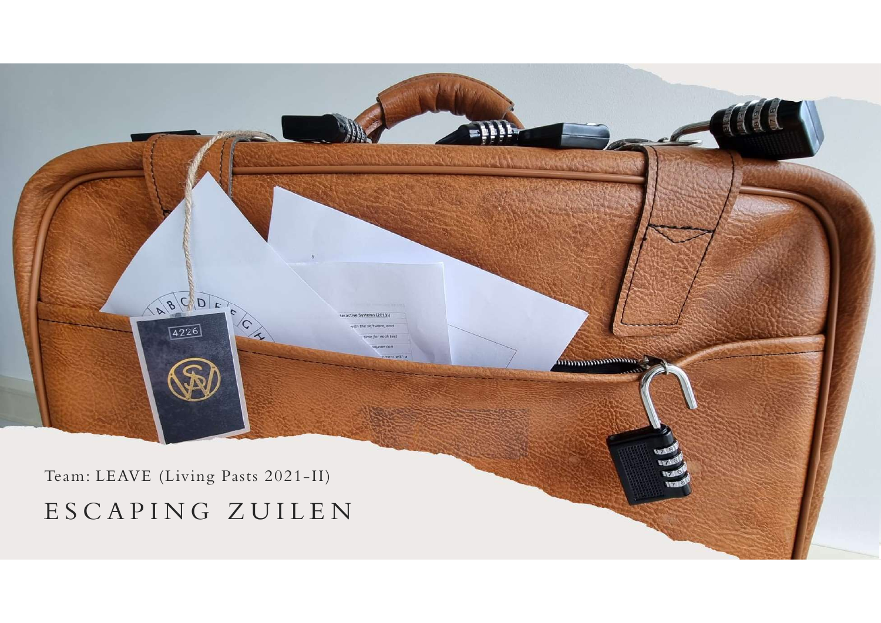Team: LEAVE (Living Pasts 2021-II)

# ESCAPING ZUILEN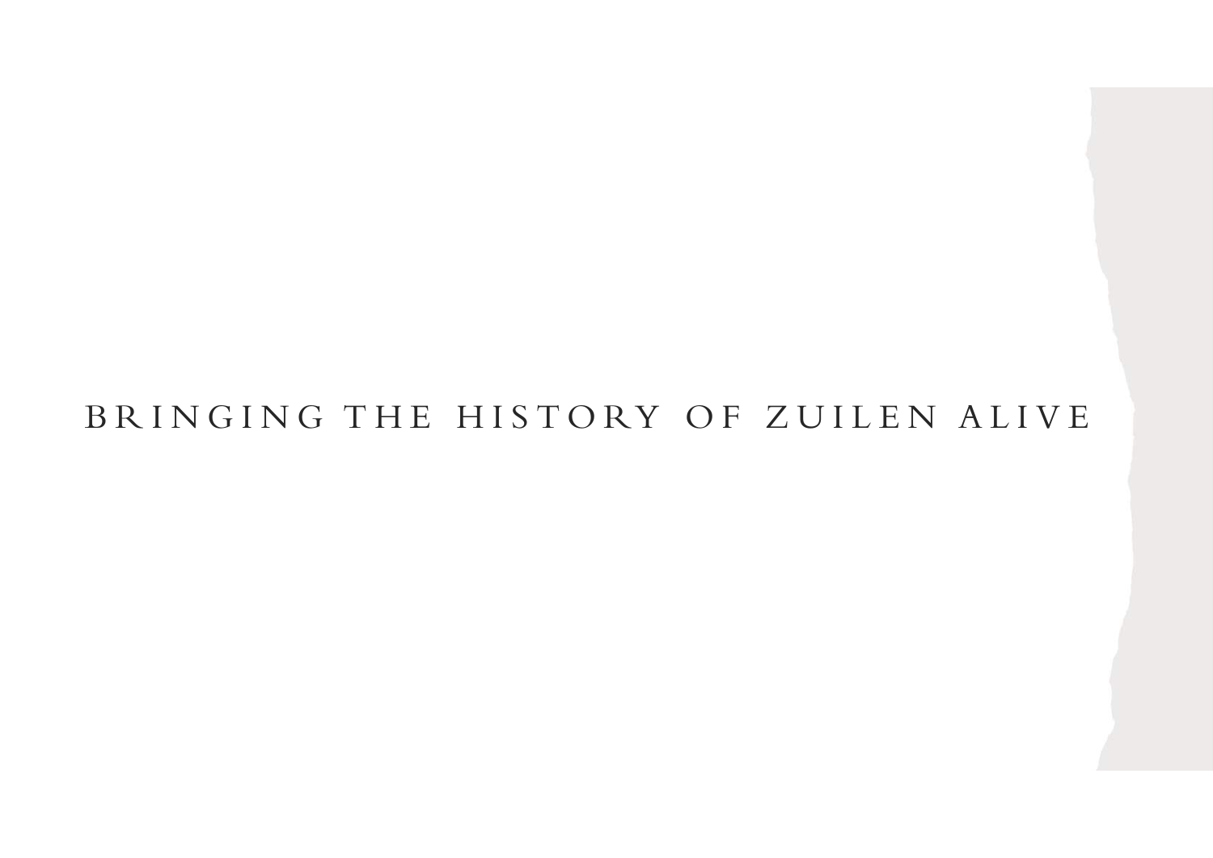BRINGING THE HISTORY OF ZUILEN ALIVE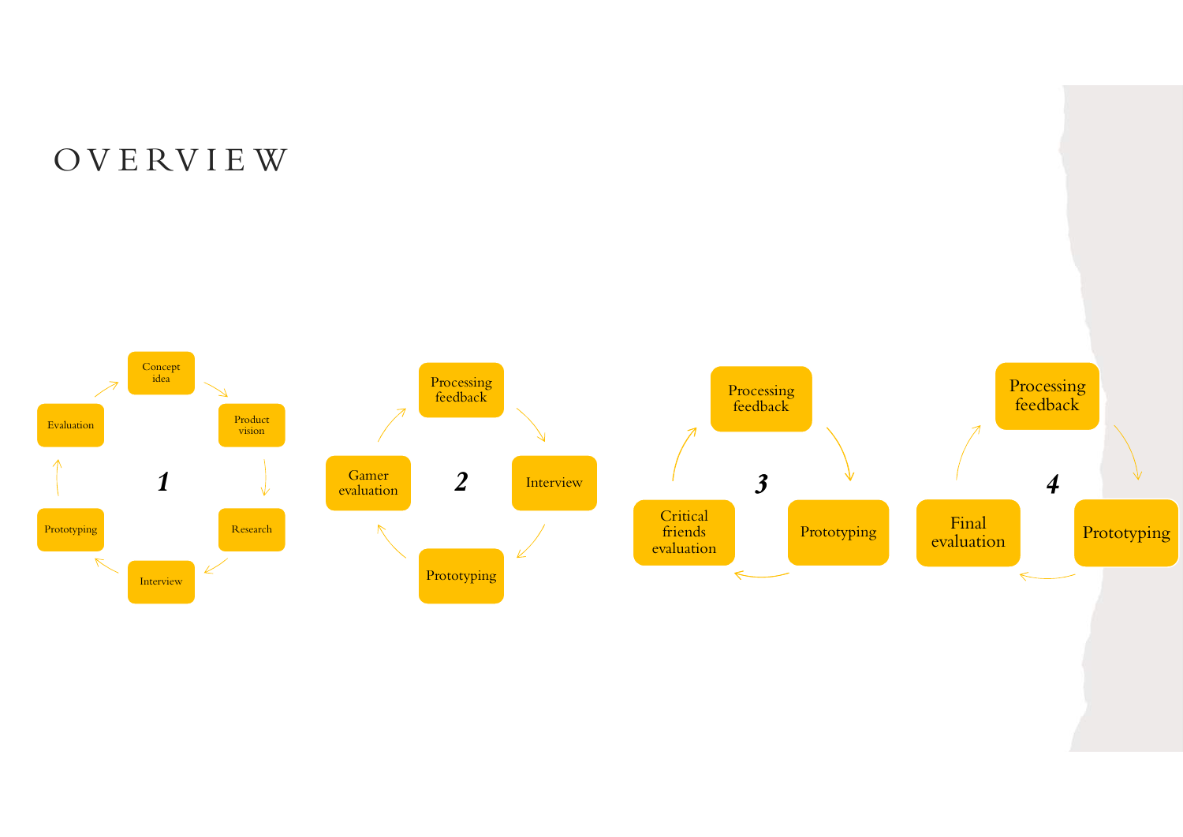# OVERVIEW

**1**

- Concept idea
- Product vision
- Research
- Interview
- Prototyping
- Evaluation

**2**

- Processing feedback
- Interview
- Prototyping
- Gamer evaluation

**3**

- Processing feedback
- Prototyping
- Critical friends evaluation

**4**

- Processing feedback
- Prototyping
- Final evaluation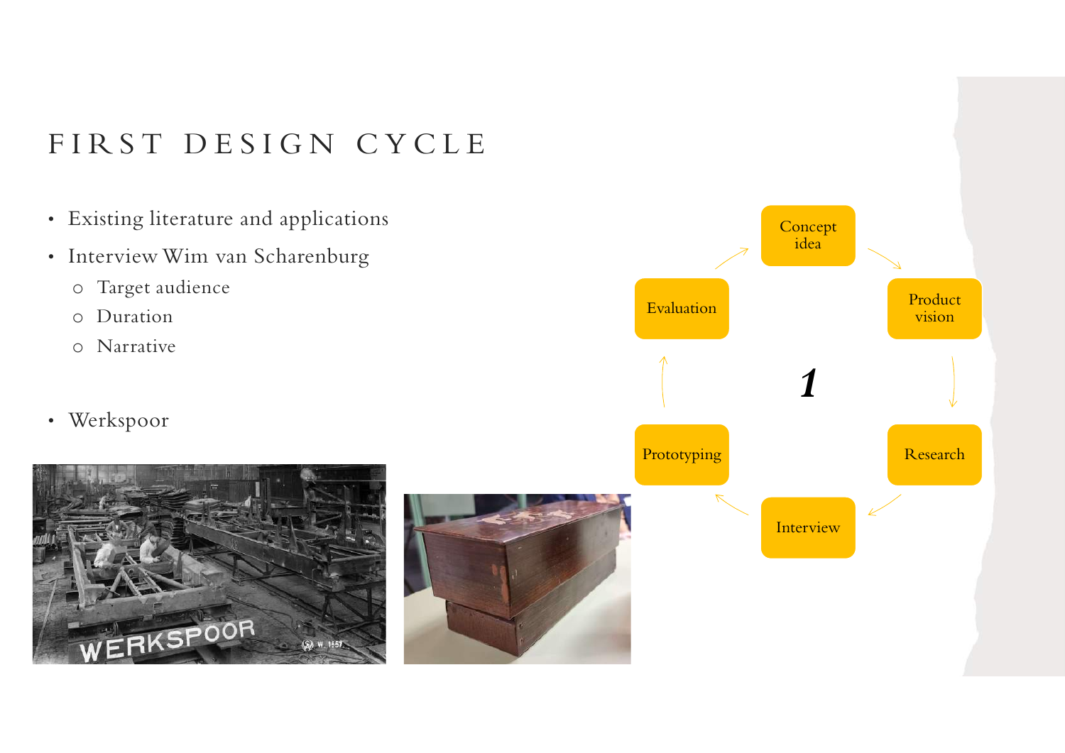# FIRST DESIGN CYCLE

- Existing literature and applications
- Interview Wim van Scharenburg
  - Target audience
  - Duration
  - Narrative

- Werkspoor

Concept idea → Product vision → Research → Interview → Prototyping → Evaluation

*1*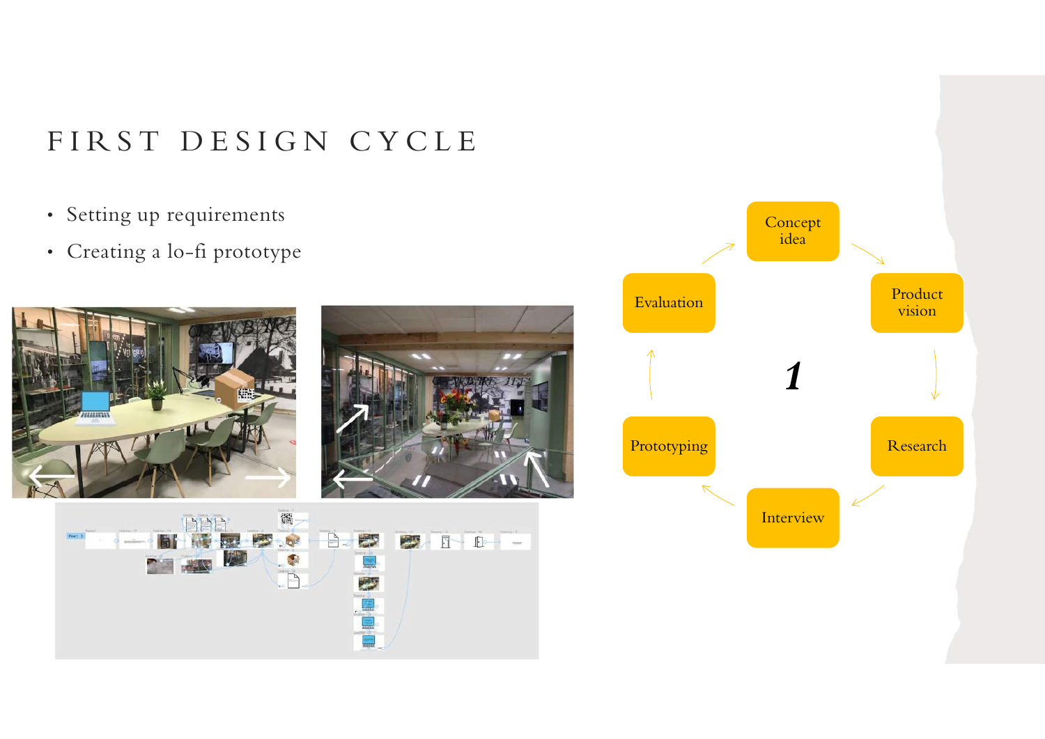# FIRST DESIGN CYCLE

- Setting up requirements
- Creating a lo-fi prototype

Concept idea → Product vision → Research → Interview → Prototyping → Evaluation

*1*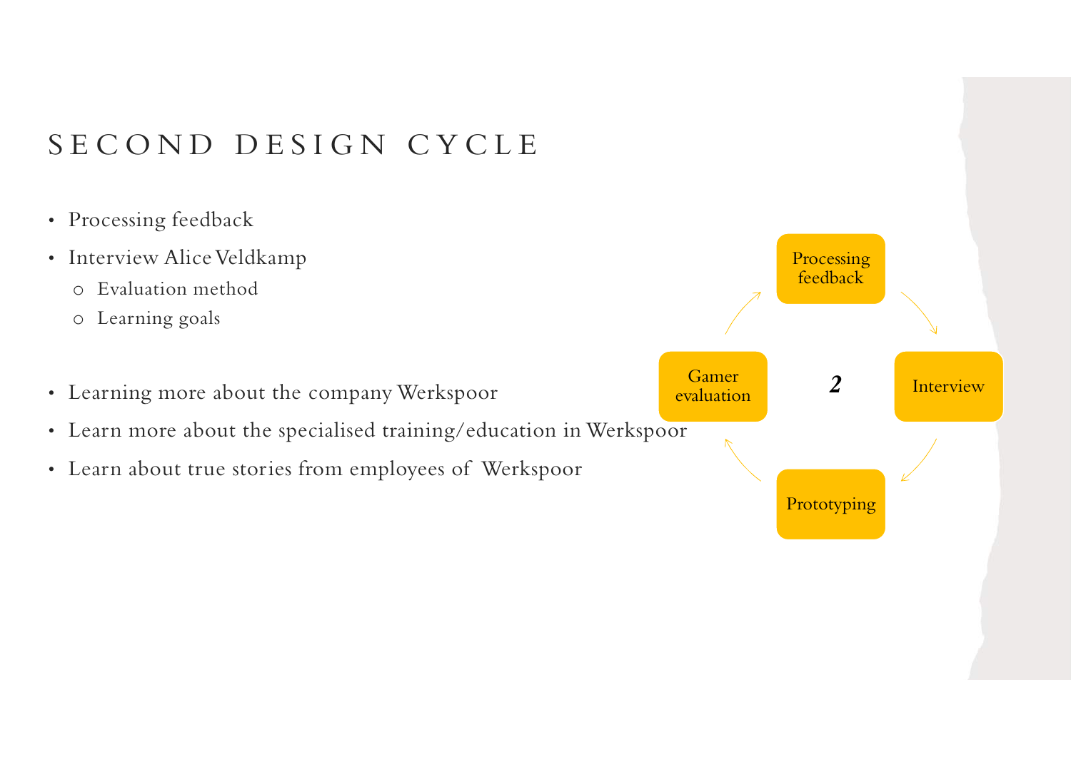# SECOND DESIGN CYCLE

- Processing feedback
- Interview Alice Veldkamp
  - Evaluation method
  - Learning goals

- Learning more about the company Werkspoor
- Learn more about the specialised training/education in Werkspoor
- Learn about true stories from employees of Werkspoor

Processing feedback → Interview → Prototyping → Gamer evaluation → Processing feedback

*2*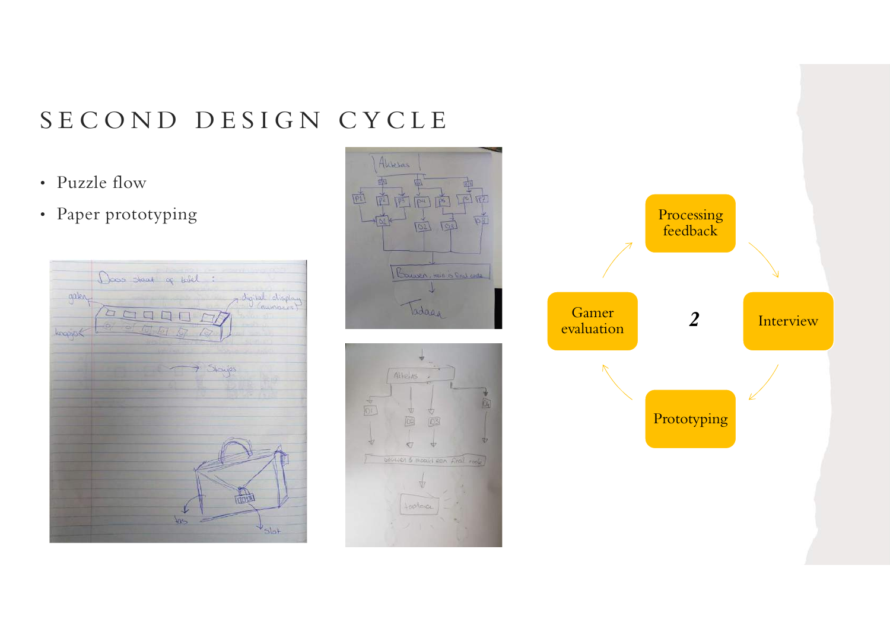# SECOND DESIGN CYCLE

- Puzzle flow
- Paper prototyping

Processing feedback

Interview

Prototyping

Gamer evaluation

*2*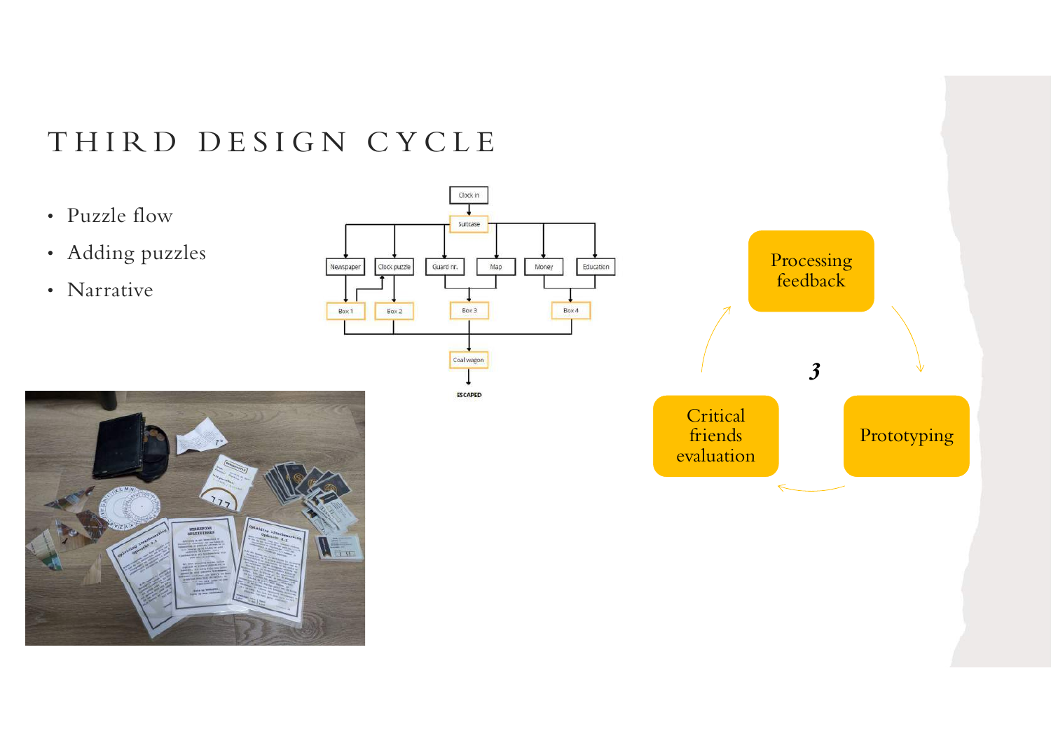# THIRD DESIGN CYCLE

- Puzzle flow
- Adding puzzles
- Narrative

Clock in → Suitcase → Newspaper, Clock puzzle, Guard nr., Map, Money, Education → Box 1, Box 2, Box 3, Box 4 → Coal wagon → ESCAPED

Processing feedback → Prototyping → Critical friends evaluation → Processing feedback

*3*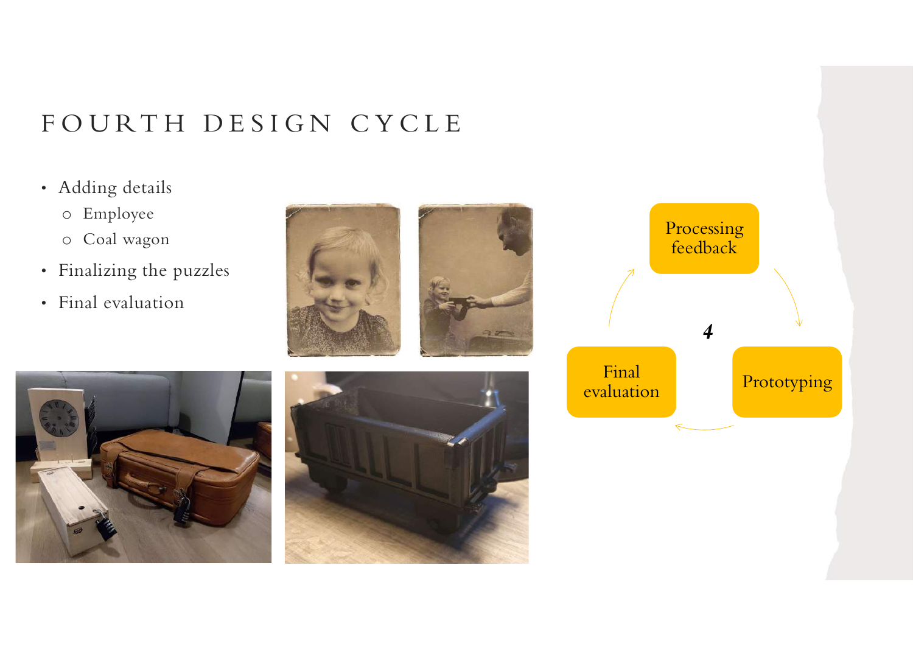# FOURTH DESIGN CYCLE

- Adding details
  - Employee
  - Coal wagon
- Finalizing the puzzles
- Final evaluation

Processing feedback

Prototyping

Final evaluation

*4*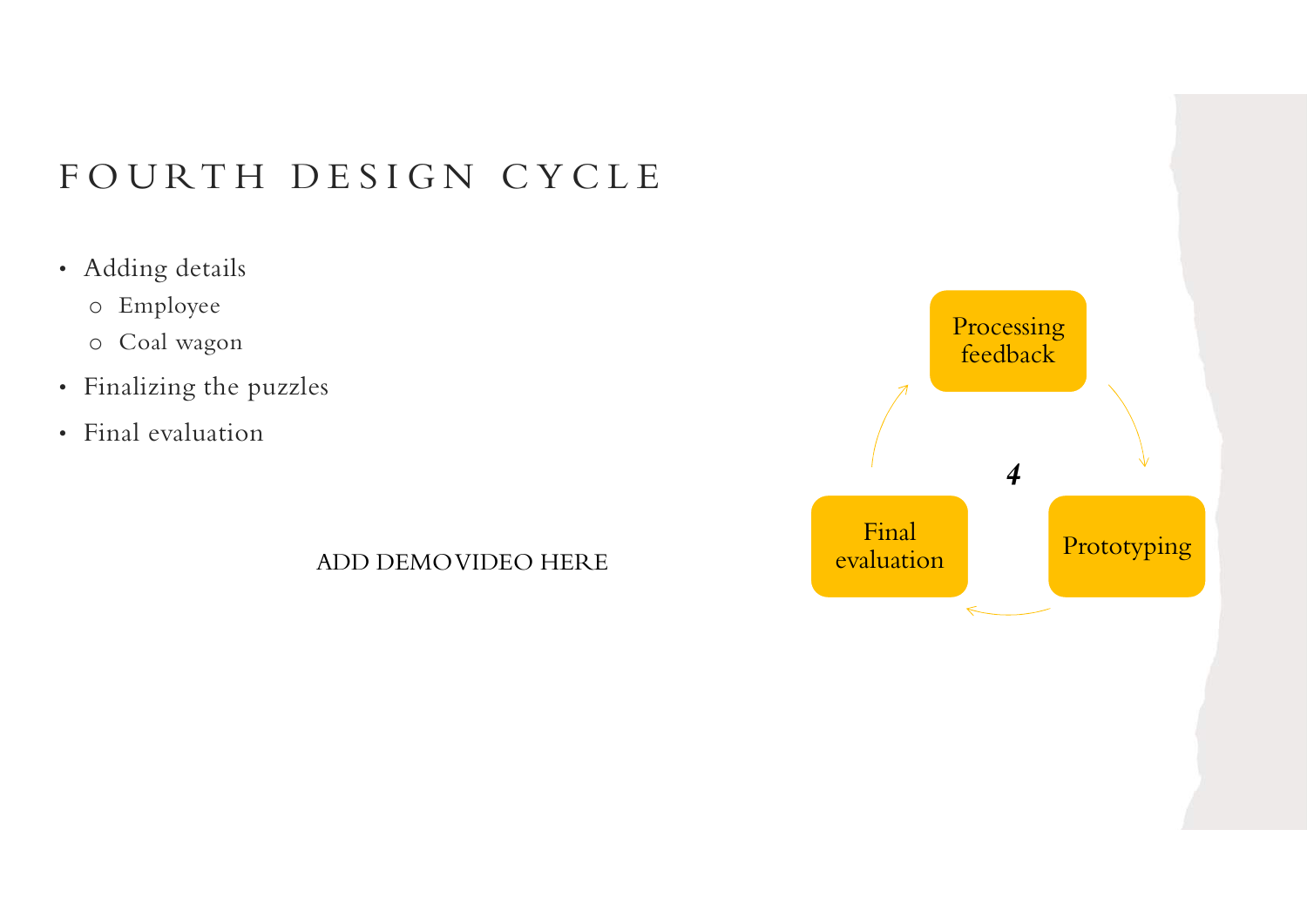# FOURTH DESIGN CYCLE

- Adding details
  - Employee
  - Coal wagon
- Finalizing the puzzles
- Final evaluation

ADD DEMOVIDEO HERE

Processing feedback

*4*

Final evaluation

Prototyping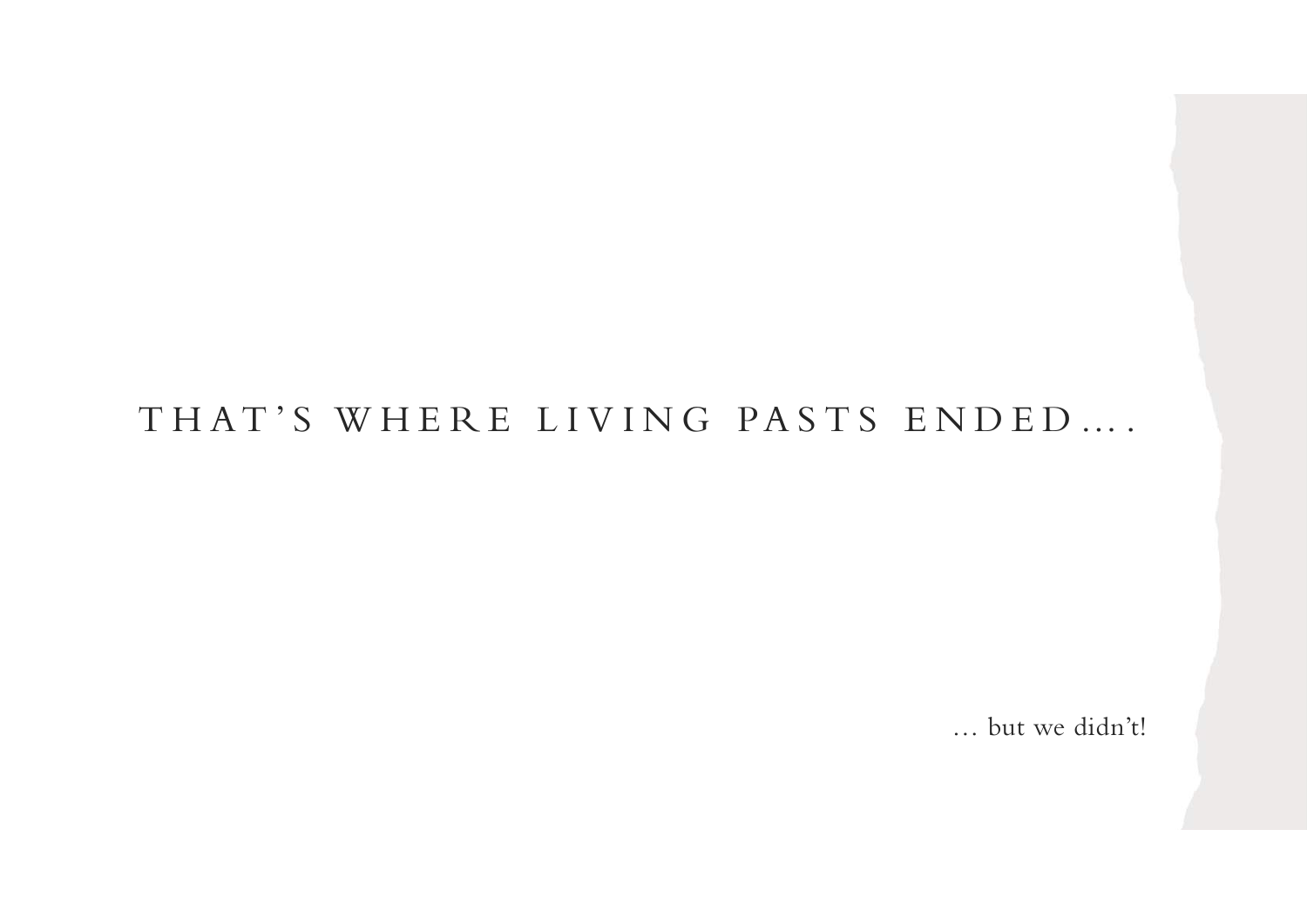THAT'S WHERE LIVING PASTS ENDED….

… but we didn't!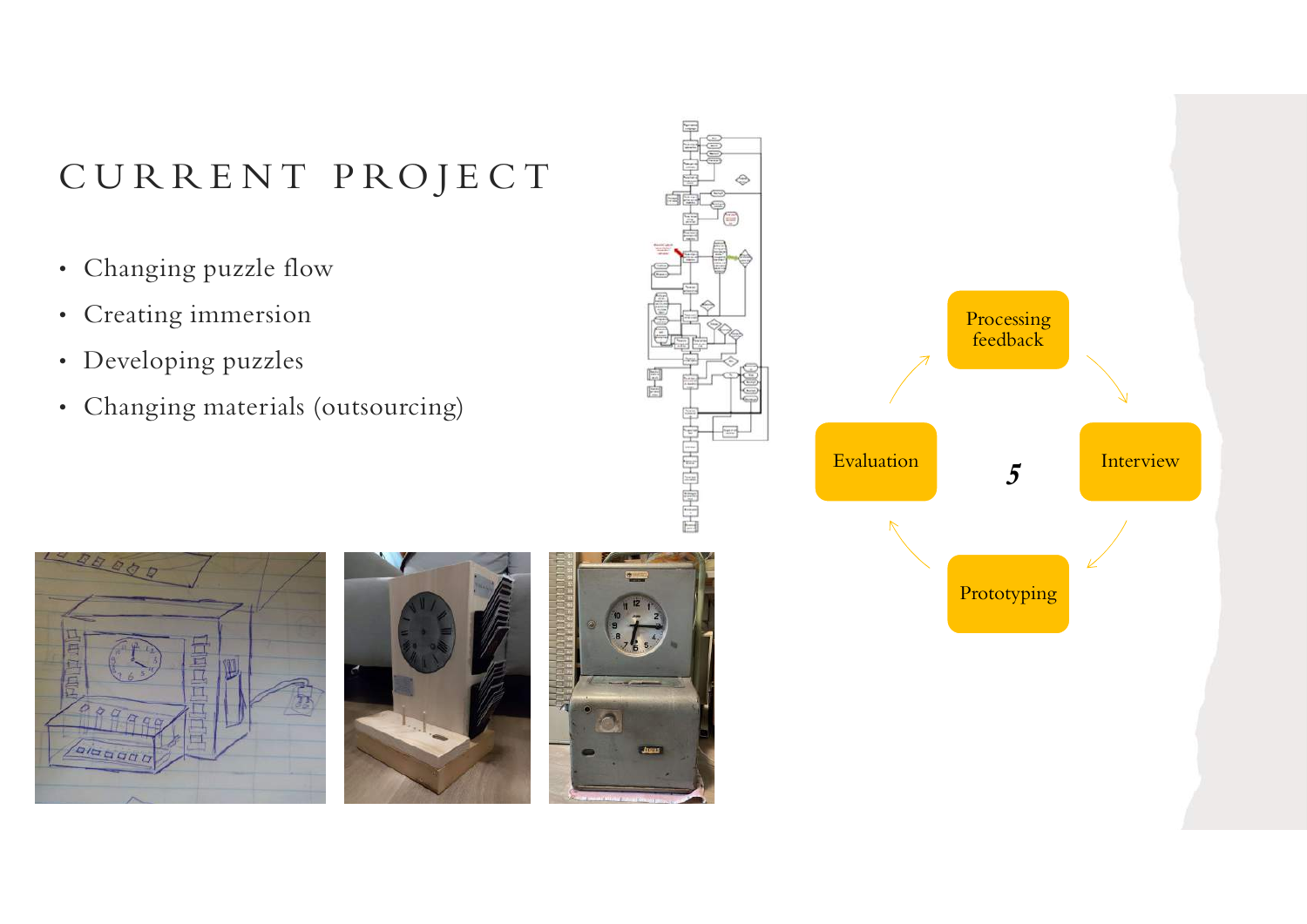# CURRENT PROJECT

- Changing puzzle flow
- Creating immersion
- Developing puzzles
- Changing materials (outsourcing)

Processing feedback

Interview

Prototyping

Evaluation

*5*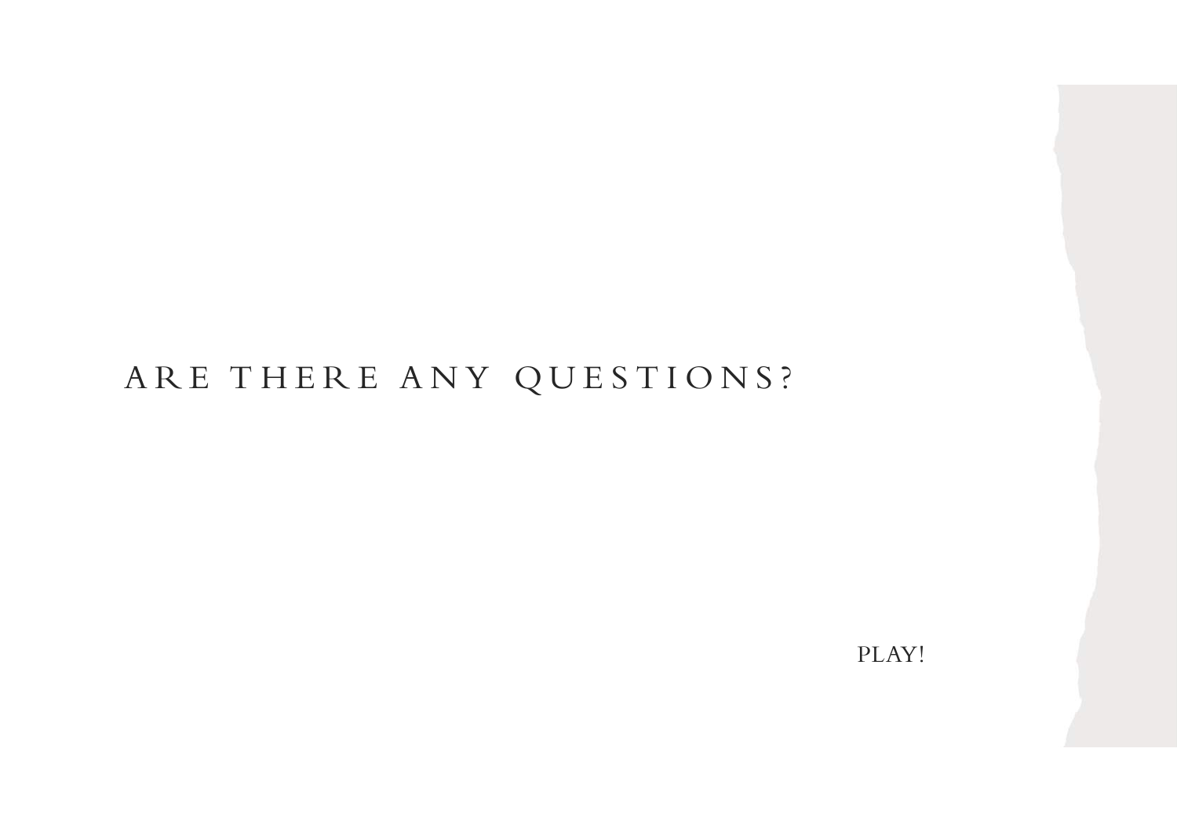# ARE THERE ANY QUESTIONS?

PLAY!